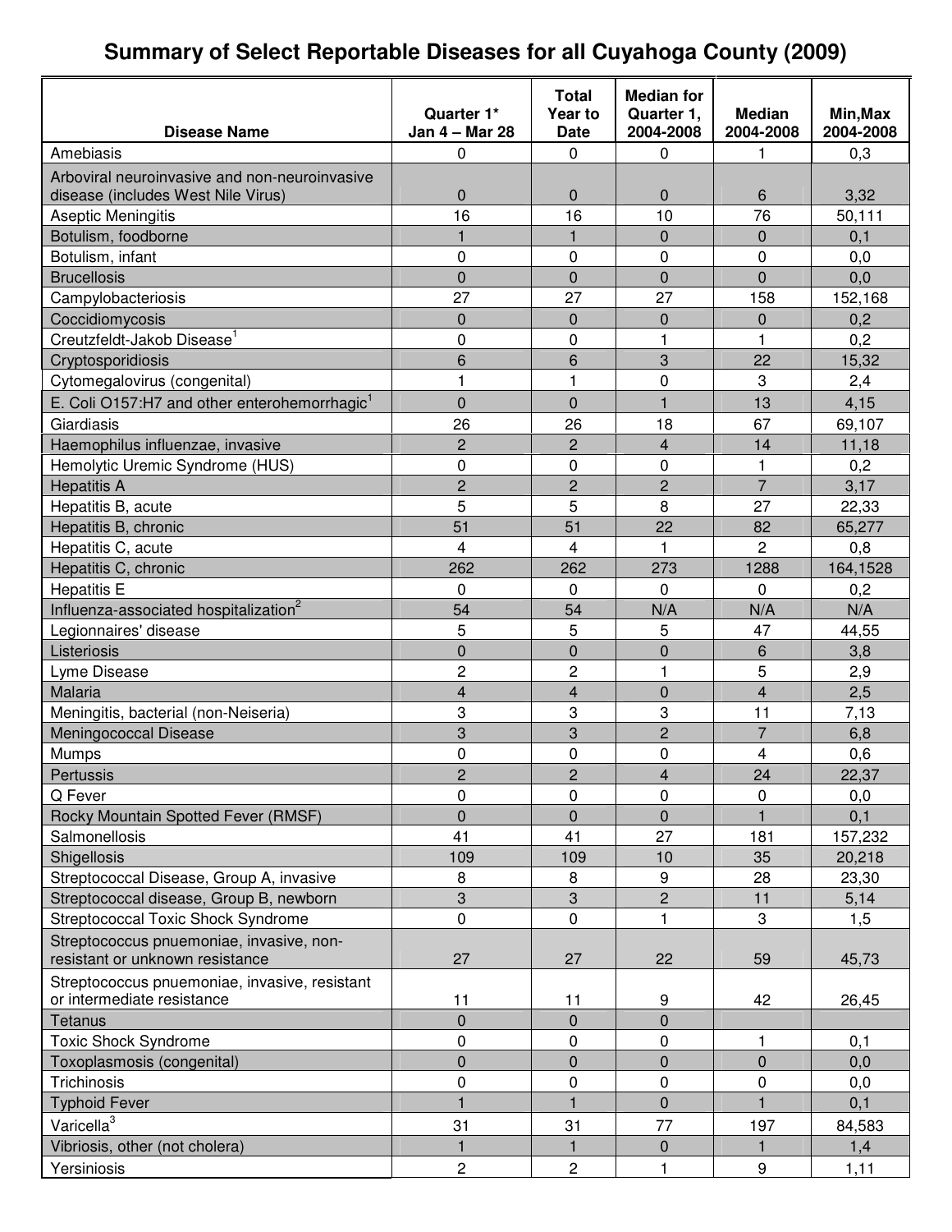# Summary of Select Reportable Diseases for all Cuyahoga County (2009)

| Disease Name | Quarter 1* Jan 4 – Mar 28 | Total Year to Date | Median for Quarter 1, 2004-2008 | Median 2004-2008 | Min,Max 2004-2008 |
|---|---|---|---|---|---|
| Amebiasis | 0 | 0 | 0 | 1 | 0,3 |
| Arboviral neuroinvasive and non-neuroinvasive disease (includes West Nile Virus) | 0 | 0 | 0 | 6 | 3,32 |
| Aseptic Meningitis | 16 | 16 | 10 | 76 | 50,111 |
| Botulism, foodborne | 1 | 1 | 0 | 0 | 0,1 |
| Botulism, infant | 0 | 0 | 0 | 0 | 0,0 |
| Brucellosis | 0 | 0 | 0 | 0 | 0,0 |
| Campylobacteriosis | 27 | 27 | 27 | 158 | 152,168 |
| Coccidiomycosis | 0 | 0 | 0 | 0 | 0,2 |
| Creutzfeldt-Jakob Disease[1] | 0 | 0 | 1 | 1 | 0,2 |
| Cryptosporidiosis | 6 | 6 | 3 | 22 | 15,32 |
| Cytomegalovirus (congenital) | 1 | 1 | 0 | 3 | 2,4 |
| E. Coli O157:H7 and other enterohemorrhagic[1] | 0 | 0 | 1 | 13 | 4,15 |
| Giardiasis | 26 | 26 | 18 | 67 | 69,107 |
| Haemophilus influenzae, invasive | 2 | 2 | 4 | 14 | 11,18 |
| Hemolytic Uremic Syndrome (HUS) | 0 | 0 | 0 | 1 | 0,2 |
| Hepatitis A | 2 | 2 | 2 | 7 | 3,17 |
| Hepatitis B, acute | 5 | 5 | 8 | 27 | 22,33 |
| Hepatitis B, chronic | 51 | 51 | 22 | 82 | 65,277 |
| Hepatitis C, acute | 4 | 4 | 1 | 2 | 0,8 |
| Hepatitis C, chronic | 262 | 262 | 273 | 1288 | 164,1528 |
| Hepatitis E | 0 | 0 | 0 | 0 | 0,2 |
| Influenza-associated hospitalization[2] | 54 | 54 | N/A | N/A | N/A |
| Legionnaires' disease | 5 | 5 | 5 | 47 | 44,55 |
| Listeriosis | 0 | 0 | 0 | 6 | 3,8 |
| Lyme Disease | 2 | 2 | 1 | 5 | 2,9 |
| Malaria | 4 | 4 | 0 | 4 | 2,5 |
| Meningitis, bacterial (non-Neiseria) | 3 | 3 | 3 | 11 | 7,13 |
| Meningococcal Disease | 3 | 3 | 2 | 7 | 6,8 |
| Mumps | 0 | 0 | 0 | 4 | 0,6 |
| Pertussis | 2 | 2 | 4 | 24 | 22,37 |
| Q Fever | 0 | 0 | 0 | 0 | 0,0 |
| Rocky Mountain Spotted Fever (RMSF) | 0 | 0 | 0 | 1 | 0,1 |
| Salmonellosis | 41 | 41 | 27 | 181 | 157,232 |
| Shigellosis | 109 | 109 | 10 | 35 | 20,218 |
| Streptococcal Disease, Group A, invasive | 8 | 8 | 9 | 28 | 23,30 |
| Streptococcal disease, Group B, newborn | 3 | 3 | 2 | 11 | 5,14 |
| Streptococcal Toxic Shock Syndrome | 0 | 0 | 1 | 3 | 1,5 |
| Streptococcus pnuemoniae, invasive, non-resistant or unknown resistance | 27 | 27 | 22 | 59 | 45,73 |
| Streptococcus pnuemoniae, invasive, resistant or intermediate resistance | 11 | 11 | 9 | 42 | 26,45 |
| Tetanus | 0 | 0 | 0 | | |
| Toxic Shock Syndrome | 0 | 0 | 0 | 1 | 0,1 |
| Toxoplasmosis (congenital) | 0 | 0 | 0 | 0 | 0,0 |
| Trichinosis | 0 | 0 | 0 | 0 | 0,0 |
| Typhoid Fever | 1 | 1 | 0 | 1 | 0,1 |
| Varicella[3] | 31 | 31 | 77 | 197 | 84,583 |
| Vibriosis, other (not cholera) | 1 | 1 | 0 | 1 | 1,4 |
| Yersiniosis | 2 | 2 | 1 | 9 | 1,11 |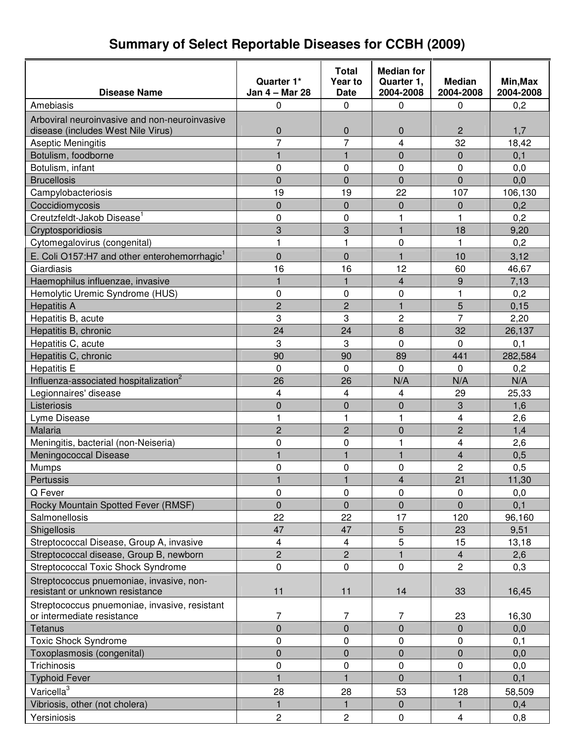# Summary of Select Reportable Diseases for CCBH (2009)

| Disease Name | Quarter 1* Jan 4 – Mar 28 | Total Year to Date | Median for Quarter 1, 2004-2008 | Median 2004-2008 | Min,Max 2004-2008 |
|---|---|---|---|---|---|
| Amebiasis | 0 | 0 | 0 | 0 | 0,2 |
| Arboviral neuroinvasive and non-neuroinvasive disease (includes West Nile Virus) | 0 | 0 | 0 | 2 | 1,7 |
| Aseptic Meningitis | 7 | 7 | 4 | 32 | 18,42 |
| Botulism, foodborne | 1 | 1 | 0 | 0 | 0,1 |
| Botulism, infant | 0 | 0 | 0 | 0 | 0,0 |
| Brucellosis | 0 | 0 | 0 | 0 | 0,0 |
| Campylobacteriosis | 19 | 19 | 22 | 107 | 106,130 |
| Coccidiomycosis | 0 | 0 | 0 | 0 | 0,2 |
| Creutzfeldt-Jakob Disease[1] | 0 | 0 | 1 | 1 | 0,2 |
| Cryptosporidiosis | 3 | 3 | 1 | 18 | 9,20 |
| Cytomegalovirus (congenital) | 1 | 1 | 0 | 1 | 0,2 |
| E. Coli O157:H7 and other enterohemorrhagic[1] | 0 | 0 | 1 | 10 | 3,12 |
| Giardiasis | 16 | 16 | 12 | 60 | 46,67 |
| Haemophilus influenzae, invasive | 1 | 1 | 4 | 9 | 7,13 |
| Hemolytic Uremic Syndrome (HUS) | 0 | 0 | 0 | 1 | 0,2 |
| Hepatitis A | 2 | 2 | 1 | 5 | 0,15 |
| Hepatitis B, acute | 3 | 3 | 2 | 7 | 2,20 |
| Hepatitis B, chronic | 24 | 24 | 8 | 32 | 26,137 |
| Hepatitis C, acute | 3 | 3 | 0 | 0 | 0,1 |
| Hepatitis C, chronic | 90 | 90 | 89 | 441 | 282,584 |
| Hepatitis E | 0 | 0 | 0 | 0 | 0,2 |
| Influenza-associated hospitalization[2] | 26 | 26 | N/A | N/A | N/A |
| Legionnaires' disease | 4 | 4 | 4 | 29 | 25,33 |
| Listeriosis | 0 | 0 | 0 | 3 | 1,6 |
| Lyme Disease | 1 | 1 | 1 | 4 | 2,6 |
| Malaria | 2 | 2 | 0 | 2 | 1,4 |
| Meningitis, bacterial (non-Neiseria) | 0 | 0 | 1 | 4 | 2,6 |
| Meningococcal Disease | 1 | 1 | 1 | 4 | 0,5 |
| Mumps | 0 | 0 | 0 | 2 | 0,5 |
| Pertussis | 1 | 1 | 4 | 21 | 11,30 |
| Q Fever | 0 | 0 | 0 | 0 | 0,0 |
| Rocky Mountain Spotted Fever (RMSF) | 0 | 0 | 0 | 0 | 0,1 |
| Salmonellosis | 22 | 22 | 17 | 120 | 96,160 |
| Shigellosis | 47 | 47 | 5 | 23 | 9,51 |
| Streptococcal Disease, Group A, invasive | 4 | 4 | 5 | 15 | 13,18 |
| Streptococcal disease, Group B, newborn | 2 | 2 | 1 | 4 | 2,6 |
| Streptococcal Toxic Shock Syndrome | 0 | 0 | 0 | 2 | 0,3 |
| Streptococcus pnuemoniae, invasive, non-resistant or unknown resistance | 11 | 11 | 14 | 33 | 16,45 |
| Streptococcus pnuemoniae, invasive, resistant or intermediate resistance | 7 | 7 | 7 | 23 | 16,30 |
| Tetanus | 0 | 0 | 0 | 0 | 0,0 |
| Toxic Shock Syndrome | 0 | 0 | 0 | 0 | 0,1 |
| Toxoplasmosis (congenital) | 0 | 0 | 0 | 0 | 0,0 |
| Trichinosis | 0 | 0 | 0 | 0 | 0,0 |
| Typhoid Fever | 1 | 1 | 0 | 1 | 0,1 |
| Varicella[3] | 28 | 28 | 53 | 128 | 58,509 |
| Vibriosis, other (not cholera) | 1 | 1 | 0 | 1 | 0,4 |
| Yersiniosis | 2 | 2 | 0 | 4 | 0,8 |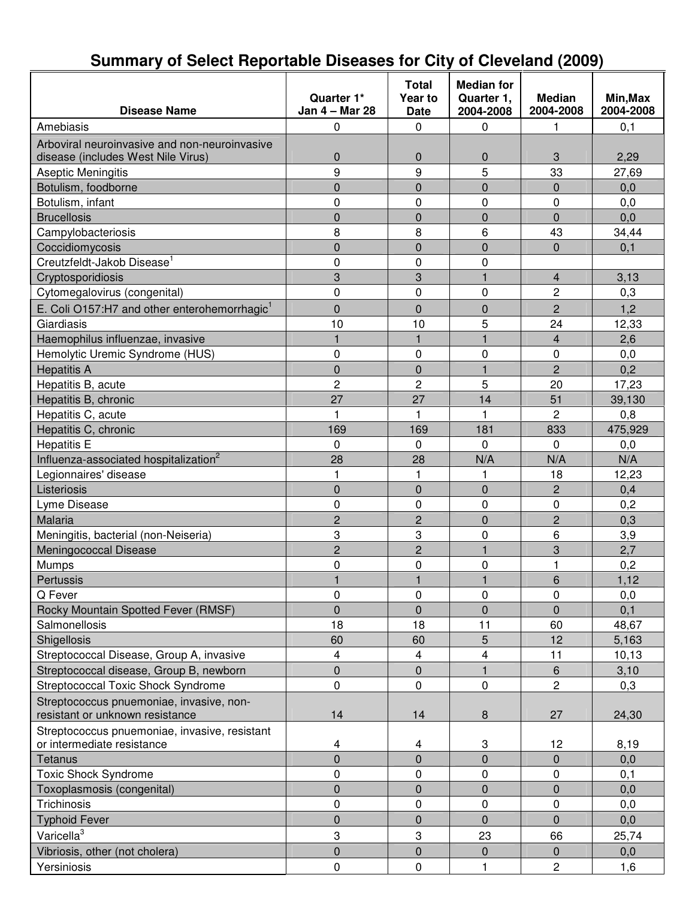# Summary of Select Reportable Diseases for City of Cleveland (2009)

| Disease Name | Quarter 1* Jan 4 – Mar 28 | Total Year to Date | Median for Quarter 1, 2004-2008 | Median 2004-2008 | Min,Max 2004-2008 |
|---|---|---|---|---|---|
| Amebiasis | 0 | 0 | 0 | 1 | 0,1 |
| Arboviral neuroinvasive and non-neuroinvasive disease (includes West Nile Virus) | 0 | 0 | 0 | 3 | 2,29 |
| Aseptic Meningitis | 9 | 9 | 5 | 33 | 27,69 |
| Botulism, foodborne | 0 | 0 | 0 | 0 | 0,0 |
| Botulism, infant | 0 | 0 | 0 | 0 | 0,0 |
| Brucellosis | 0 | 0 | 0 | 0 | 0,0 |
| Campylobacteriosis | 8 | 8 | 6 | 43 | 34,44 |
| Coccidiomycosis | 0 | 0 | 0 | 0 | 0,1 |
| Creutzfeldt-Jakob Disease[1] | 0 | 0 | 0 | | |
| Cryptosporidiosis | 3 | 3 | 1 | 4 | 3,13 |
| Cytomegalovirus (congenital) | 0 | 0 | 0 | 2 | 0,3 |
| E. Coli O157:H7 and other enterohemorrhagic[1] | 0 | 0 | 0 | 2 | 1,2 |
| Giardiasis | 10 | 10 | 5 | 24 | 12,33 |
| Haemophilus influenzae, invasive | 1 | 1 | 1 | 4 | 2,6 |
| Hemolytic Uremic Syndrome (HUS) | 0 | 0 | 0 | 0 | 0,0 |
| Hepatitis A | 0 | 0 | 1 | 2 | 0,2 |
| Hepatitis B, acute | 2 | 2 | 5 | 20 | 17,23 |
| Hepatitis B, chronic | 27 | 27 | 14 | 51 | 39,130 |
| Hepatitis C, acute | 1 | 1 | 1 | 2 | 0,8 |
| Hepatitis C, chronic | 169 | 169 | 181 | 833 | 475,929 |
| Hepatitis E | 0 | 0 | 0 | 0 | 0,0 |
| Influenza-associated hospitalization[2] | 28 | 28 | N/A | N/A | N/A |
| Legionnaires' disease | 1 | 1 | 1 | 18 | 12,23 |
| Listeriosis | 0 | 0 | 0 | 2 | 0,4 |
| Lyme Disease | 0 | 0 | 0 | 0 | 0,2 |
| Malaria | 2 | 2 | 0 | 2 | 0,3 |
| Meningitis, bacterial (non-Neiseria) | 3 | 3 | 0 | 6 | 3,9 |
| Meningococcal Disease | 2 | 2 | 1 | 3 | 2,7 |
| Mumps | 0 | 0 | 0 | 1 | 0,2 |
| Pertussis | 1 | 1 | 1 | 6 | 1,12 |
| Q Fever | 0 | 0 | 0 | 0 | 0,0 |
| Rocky Mountain Spotted Fever (RMSF) | 0 | 0 | 0 | 0 | 0,1 |
| Salmonellosis | 18 | 18 | 11 | 60 | 48,67 |
| Shigellosis | 60 | 60 | 5 | 12 | 5,163 |
| Streptococcal Disease, Group A, invasive | 4 | 4 | 4 | 11 | 10,13 |
| Streptococcal disease, Group B, newborn | 0 | 0 | 1 | 6 | 3,10 |
| Streptococcal Toxic Shock Syndrome | 0 | 0 | 0 | 2 | 0,3 |
| Streptococcus pnuemoniae, invasive, non-resistant or unknown resistance | 14 | 14 | 8 | 27 | 24,30 |
| Streptococcus pnuemoniae, invasive, resistant or intermediate resistance | 4 | 4 | 3 | 12 | 8,19 |
| Tetanus | 0 | 0 | 0 | 0 | 0,0 |
| Toxic Shock Syndrome | 0 | 0 | 0 | 0 | 0,1 |
| Toxoplasmosis (congenital) | 0 | 0 | 0 | 0 | 0,0 |
| Trichinosis | 0 | 0 | 0 | 0 | 0,0 |
| Typhoid Fever | 0 | 0 | 0 | 0 | 0,0 |
| Varicella[3] | 3 | 3 | 23 | 66 | 25,74 |
| Vibriosis, other (not cholera) | 0 | 0 | 0 | 0 | 0,0 |
| Yersiniosis | 0 | 0 | 1 | 2 | 1,6 |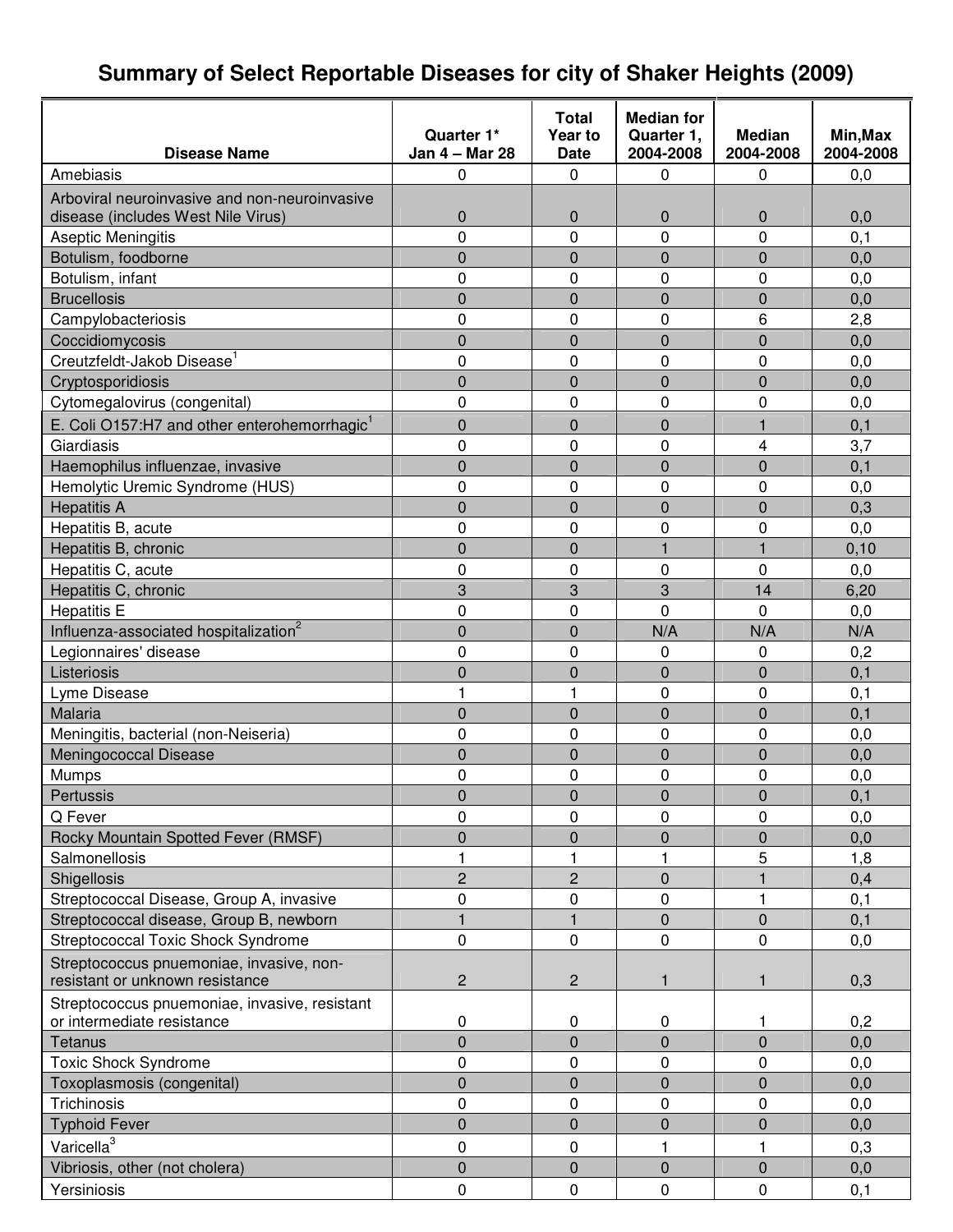# Summary of Select Reportable Diseases for city of Shaker Heights (2009)

| Disease Name | Quarter 1* Jan 4 – Mar 28 | Total Year to Date | Median for Quarter 1, 2004-2008 | Median 2004-2008 | Min,Max 2004-2008 |
|---|---|---|---|---|---|
| Amebiasis | 0 | 0 | 0 | 0 | 0,0 |
| Arboviral neuroinvasive and non-neuroinvasive disease (includes West Nile Virus) | 0 | 0 | 0 | 0 | 0,0 |
| Aseptic Meningitis | 0 | 0 | 0 | 0 | 0,1 |
| Botulism, foodborne | 0 | 0 | 0 | 0 | 0,0 |
| Botulism, infant | 0 | 0 | 0 | 0 | 0,0 |
| Brucellosis | 0 | 0 | 0 | 0 | 0,0 |
| Campylobacteriosis | 0 | 0 | 0 | 6 | 2,8 |
| Coccidiomycosis | 0 | 0 | 0 | 0 | 0,0 |
| Creutzfeldt-Jakob Disease[1] | 0 | 0 | 0 | 0 | 0,0 |
| Cryptosporidiosis | 0 | 0 | 0 | 0 | 0,0 |
| Cytomegalovirus (congenital) | 0 | 0 | 0 | 0 | 0,0 |
| E. Coli O157:H7 and other enterohemorrhagic[1] | 0 | 0 | 0 | 1 | 0,1 |
| Giardiasis | 0 | 0 | 0 | 4 | 3,7 |
| Haemophilus influenzae, invasive | 0 | 0 | 0 | 0 | 0,1 |
| Hemolytic Uremic Syndrome (HUS) | 0 | 0 | 0 | 0 | 0,0 |
| Hepatitis A | 0 | 0 | 0 | 0 | 0,3 |
| Hepatitis B, acute | 0 | 0 | 0 | 0 | 0,0 |
| Hepatitis B, chronic | 0 | 0 | 1 | 1 | 0,10 |
| Hepatitis C, acute | 0 | 0 | 0 | 0 | 0,0 |
| Hepatitis C, chronic | 3 | 3 | 3 | 14 | 6,20 |
| Hepatitis E | 0 | 0 | 0 | 0 | 0,0 |
| Influenza-associated hospitalization[2] | 0 | 0 | N/A | N/A | N/A |
| Legionnaires' disease | 0 | 0 | 0 | 0 | 0,2 |
| Listeriosis | 0 | 0 | 0 | 0 | 0,1 |
| Lyme Disease | 1 | 1 | 0 | 0 | 0,1 |
| Malaria | 0 | 0 | 0 | 0 | 0,1 |
| Meningitis, bacterial (non-Neiseria) | 0 | 0 | 0 | 0 | 0,0 |
| Meningococcal Disease | 0 | 0 | 0 | 0 | 0,0 |
| Mumps | 0 | 0 | 0 | 0 | 0,0 |
| Pertussis | 0 | 0 | 0 | 0 | 0,1 |
| Q Fever | 0 | 0 | 0 | 0 | 0,0 |
| Rocky Mountain Spotted Fever (RMSF) | 0 | 0 | 0 | 0 | 0,0 |
| Salmonellosis | 1 | 1 | 1 | 5 | 1,8 |
| Shigellosis | 2 | 2 | 0 | 1 | 0,4 |
| Streptococcal Disease, Group A, invasive | 0 | 0 | 0 | 1 | 0,1 |
| Streptococcal disease, Group B, newborn | 1 | 1 | 0 | 0 | 0,1 |
| Streptococcal Toxic Shock Syndrome | 0 | 0 | 0 | 0 | 0,0 |
| Streptococcus pnuemoniae, invasive, non-resistant or unknown resistance | 2 | 2 | 1 | 1 | 0,3 |
| Streptococcus pnuemoniae, invasive, resistant or intermediate resistance | 0 | 0 | 0 | 1 | 0,2 |
| Tetanus | 0 | 0 | 0 | 0 | 0,0 |
| Toxic Shock Syndrome | 0 | 0 | 0 | 0 | 0,0 |
| Toxoplasmosis (congenital) | 0 | 0 | 0 | 0 | 0,0 |
| Trichinosis | 0 | 0 | 0 | 0 | 0,0 |
| Typhoid Fever | 0 | 0 | 0 | 0 | 0,0 |
| Varicella[3] | 0 | 0 | 1 | 1 | 0,3 |
| Vibriosis, other (not cholera) | 0 | 0 | 0 | 0 | 0,0 |
| Yersiniosis | 0 | 0 | 0 | 0 | 0,1 |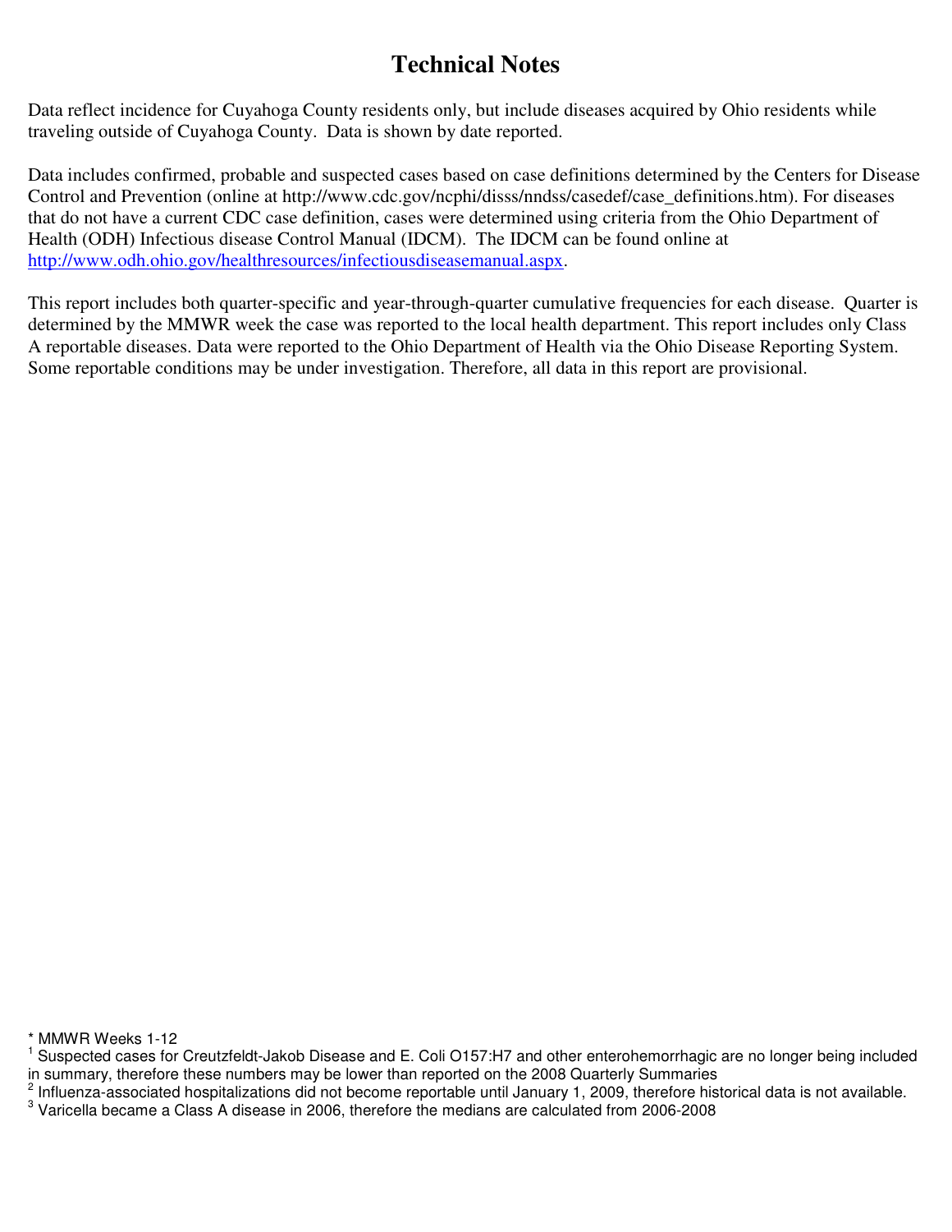# Technical Notes

Data reflect incidence for Cuyahoga County residents only, but include diseases acquired by Ohio residents while traveling outside of Cuyahoga County. Data is shown by date reported.

Data includes confirmed, probable and suspected cases based on case definitions determined by the Centers for Disease Control and Prevention (online at http://www.cdc.gov/ncphi/disss/nndss/casedef/case_definitions.htm). For diseases that do not have a current CDC case definition, cases were determined using criteria from the Ohio Department of Health (ODH) Infectious disease Control Manual (IDCM). The IDCM can be found online at http://www.odh.ohio.gov/healthresources/infectiousdiseasemanual.aspx.

This report includes both quarter-specific and year-through-quarter cumulative frequencies for each disease. Quarter is determined by the MMWR week the case was reported to the local health department. This report includes only Class A reportable diseases. Data were reported to the Ohio Department of Health via the Ohio Disease Reporting System. Some reportable conditions may be under investigation. Therefore, all data in this report are provisional.

* MMWR Weeks 1-12

[1] Suspected cases for Creutzfeldt-Jakob Disease and E. Coli O157:H7 and other enterohemorrhagic are no longer being included in summary, therefore these numbers may be lower than reported on the 2008 Quarterly Summaries

[2] Influenza-associated hospitalizations did not become reportable until January 1, 2009, therefore historical data is not available.

[3] Varicella became a Class A disease in 2006, therefore the medians are calculated from 2006-2008